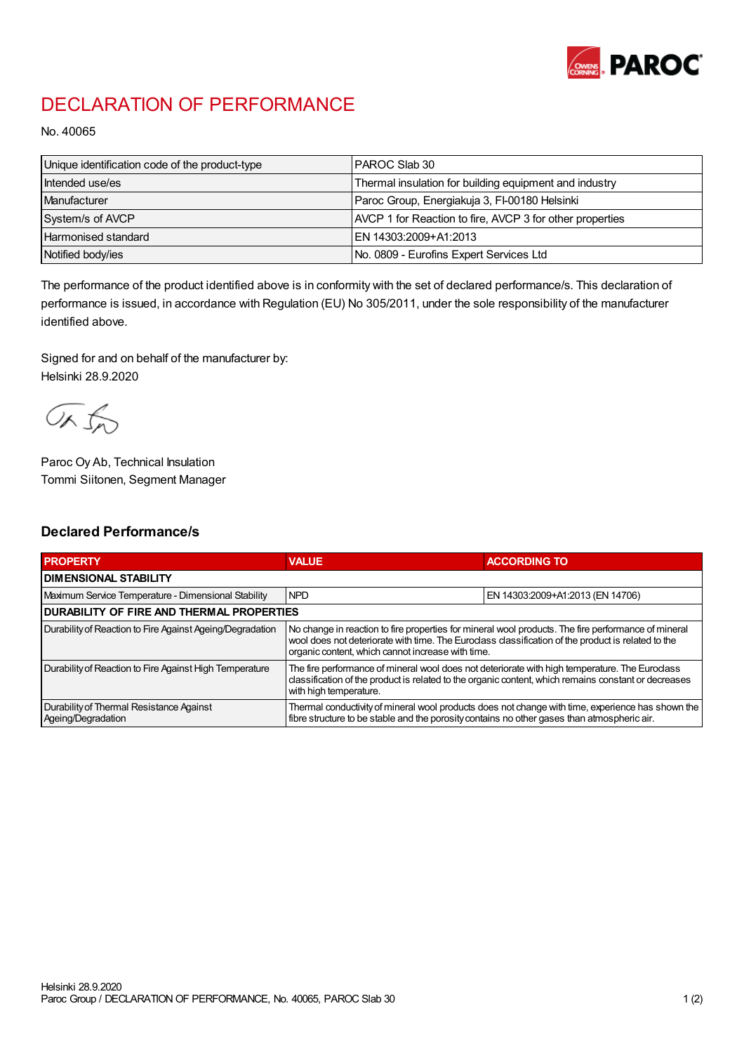# DECLARATION OF PERFORMANCE

No. 40065

| | |
|---|---|
| Unique identification code of the product-type | PAROC Slab 30 |
| Intended use/es | Thermal insulation for building equipment and industry |
| Manufacturer | Paroc Group, Energiakuja 3, FI-00180 Helsinki |
| System/s of AVCP | AVCP 1 for Reaction to fire, AVCP 3 for other properties |
| Harmonised standard | EN 14303:2009+A1:2013 |
| Notified body/ies | No. 0809 - Eurofins Expert Services Ltd |

The performance of the product identified above is in conformity with the set of declared performance/s. This declaration of performance is issued, in accordance with Regulation (EU) No 305/2011, under the sole responsibility of the manufacturer identified above.

Signed for and on behalf of the manufacturer by:
Helsinki 28.9.2020

Paroc Oy Ab, Technical Insulation
Tommi Siitonen, Segment Manager

## Declared Performance/s

| PROPERTY | VALUE | ACCORDING TO |
|---|---|---|
| **DIMENSIONAL STABILITY** | | |
| Maximum Service Temperature - Dimensional Stability | NPD | EN 14303:2009+A1:2013 (EN 14706) |
| **DURABILITY OF FIRE AND THERMAL PROPERTIES** | | |
| Durability of Reaction to Fire Against Ageing/Degradation | No change in reaction to fire properties for mineral wool products. The fire performance of mineral wool does not deteriorate with time. The Euroclass classification of the product is related to the organic content, which cannot increase with time. | |
| Durability of Reaction to Fire Against High Temperature | The fire performance of mineral wool does not deteriorate with high temperature. The Euroclass classification of the product is related to the organic content, which remains constant or decreases with high temperature. | |
| Durability of Thermal Resistance Against Ageing/Degradation | Thermal conductivity of mineral wool products does not change with time, experience has shown the fibre structure to be stable and the porosity contains no other gases than atmospheric air. | |

Helsinki 28.9.2020
Paroc Group / DECLARATION OF PERFORMANCE, No. 40065, PAROC Slab 30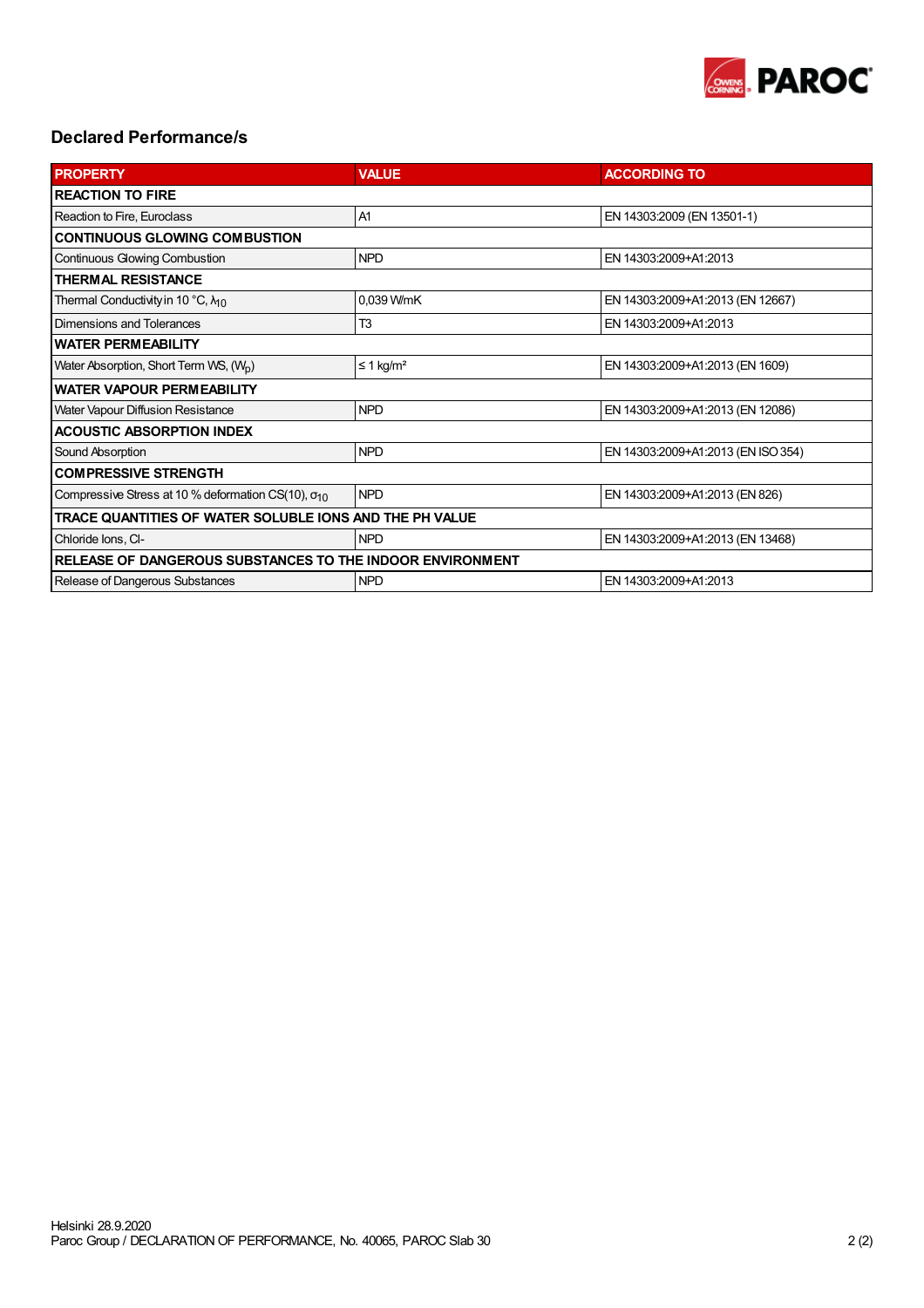## Declared Performance/s

| PROPERTY | VALUE | ACCORDING TO |
|---|---|---|
| **REACTION TO FIRE** | | |
| Reaction to Fire, Euroclass | A1 | EN 14303:2009 (EN 13501-1) |
| **CONTINUOUS GLOWING COMBUSTION** | | |
| Continuous Glowing Combustion | NPD | EN 14303:2009+A1:2013 |
| **THERMAL RESISTANCE** | | |
| Thermal Conductivity in 10 °C, $\lambda_{10}$ | 0,039 W/mK | EN 14303:2009+A1:2013 (EN 12667) |
| Dimensions and Tolerances | T3 | EN 14303:2009+A1:2013 |
| **WATER PERMEABILITY** | | |
| Water Absorption, Short Term WS, ($W_p$) | ≤ 1 kg/m² | EN 14303:2009+A1:2013 (EN 1609) |
| **WATER VAPOUR PERMEABILITY** | | |
| Water Vapour Diffusion Resistance | NPD | EN 14303:2009+A1:2013 (EN 12086) |
| **ACOUSTIC ABSORPTION INDEX** | | |
| Sound Absorption | NPD | EN 14303:2009+A1:2013 (EN ISO 354) |
| **COMPRESSIVE STRENGTH** | | |
| Compressive Stress at 10 % deformation CS(10), $\sigma_{10}$ | NPD | EN 14303:2009+A1:2013 (EN 826) |
| **TRACE QUANTITIES OF WATER SOLUBLE IONS AND THE PH VALUE** | | |
| Chloride Ions, Cl- | NPD | EN 14303:2009+A1:2013 (EN 13468) |
| **RELEASE OF DANGEROUS SUBSTANCES TO THE INDOOR ENVIRONMENT** | | |
| Release of Dangerous Substances | NPD | EN 14303:2009+A1:2013 |

Helsinki 28.9.2020
Paroc Group / DECLARATION OF PERFORMANCE, No. 40065, PAROC Slab 30